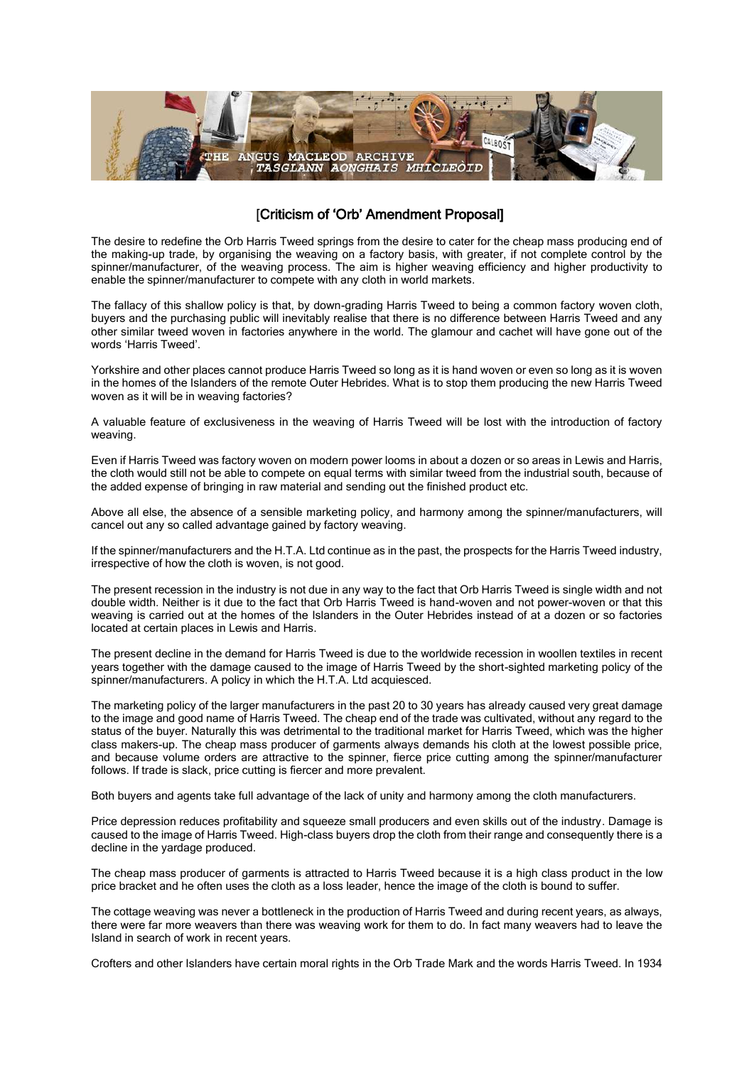## [Criticism of 'Orb' Amendment Proposal]

The desire to redefine the Orb Harris Tweed springs from the desire to cater for the cheap mass producing end of the making-up trade, by organising the weaving on a factory basis, with greater, if not complete control by the spinner/manufacturer, of the weaving process. The aim is higher weaving efficiency and higher productivity to enable the spinner/manufacturer to compete with any cloth in world markets.

The fallacy of this shallow policy is that, by down-grading Harris Tweed to being a common factory woven cloth, buyers and the purchasing public will inevitably realise that there is no difference between Harris Tweed and any other similar tweed woven in factories anywhere in the world. The glamour and cachet will have gone out of the words 'Harris Tweed'.

Yorkshire and other places cannot produce Harris Tweed so long as it is hand woven or even so long as it is woven in the homes of the Islanders of the remote Outer Hebrides. What is to stop them producing the new Harris Tweed woven as it will be in weaving factories?

A valuable feature of exclusiveness in the weaving of Harris Tweed will be lost with the introduction of factory weaving.

Even if Harris Tweed was factory woven on modern power looms in about a dozen or so areas in Lewis and Harris, the cloth would still not be able to compete on equal terms with similar tweed from the industrial south, because of the added expense of bringing in raw material and sending out the finished product etc.

Above all else, the absence of a sensible marketing policy, and harmony among the spinner/manufacturers, will cancel out any so called advantage gained by factory weaving.

If the spinner/manufacturers and the H.T.A. Ltd continue as in the past, the prospects for the Harris Tweed industry, irrespective of how the cloth is woven, is not good.

The present recession in the industry is not due in any way to the fact that Orb Harris Tweed is single width and not double width. Neither is it due to the fact that Orb Harris Tweed is hand-woven and not power-woven or that this weaving is carried out at the homes of the Islanders in the Outer Hebrides instead of at a dozen or so factories located at certain places in Lewis and Harris.

The present decline in the demand for Harris Tweed is due to the worldwide recession in woollen textiles in recent years together with the damage caused to the image of Harris Tweed by the short-sighted marketing policy of the spinner/manufacturers. A policy in which the H.T.A. Ltd acquiesced.

The marketing policy of the larger manufacturers in the past 20 to 30 years has already caused very great damage to the image and good name of Harris Tweed. The cheap end of the trade was cultivated, without any regard to the status of the buyer. Naturally this was detrimental to the traditional market for Harris Tweed, which was the higher class makers-up. The cheap mass producer of garments always demands his cloth at the lowest possible price, and because volume orders are attractive to the spinner, fierce price cutting among the spinner/manufacturer follows. If trade is slack, price cutting is fiercer and more prevalent.

Both buyers and agents take full advantage of the lack of unity and harmony among the cloth manufacturers.

Price depression reduces profitability and squeeze small producers and even skills out of the industry. Damage is caused to the image of Harris Tweed. High-class buyers drop the cloth from their range and consequently there is a decline in the yardage produced.

The cheap mass producer of garments is attracted to Harris Tweed because it is a high class product in the low price bracket and he often uses the cloth as a loss leader, hence the image of the cloth is bound to suffer.

The cottage weaving was never a bottleneck in the production of Harris Tweed and during recent years, as always, there were far more weavers than there was weaving work for them to do. In fact many weavers had to leave the Island in search of work in recent years.

Crofters and other Islanders have certain moral rights in the Orb Trade Mark and the words Harris Tweed. In 1934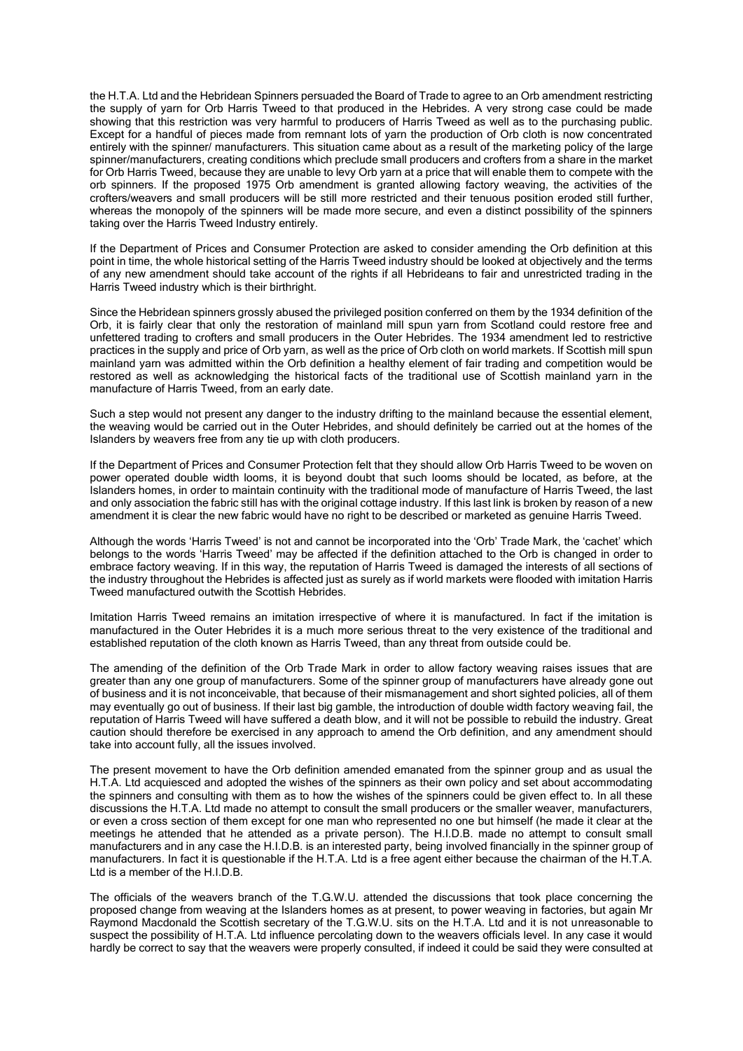the H.T.A. Ltd and the Hebridean Spinners persuaded the Board of Trade to agree to an Orb amendment restricting the supply of yarn for Orb Harris Tweed to that produced in the Hebrides. A very strong case could be made showing that this restriction was very harmful to producers of Harris Tweed as well as to the purchasing public. Except for a handful of pieces made from remnant lots of yarn the production of Orb cloth is now concentrated entirely with the spinner/ manufacturers. This situation came about as a result of the marketing policy of the large spinner/manufacturers, creating conditions which preclude small producers and crofters from a share in the market for Orb Harris Tweed, because they are unable to levy Orb yarn at a price that will enable them to compete with the orb spinners. If the proposed 1975 Orb amendment is granted allowing factory weaving, the activities of the crofters/weavers and small producers will be still more restricted and their tenuous position eroded still further, whereas the monopoly of the spinners will be made more secure, and even a distinct possibility of the spinners taking over the Harris Tweed Industry entirely.

If the Department of Prices and Consumer Protection are asked to consider amending the Orb definition at this point in time, the whole historical setting of the Harris Tweed industry should be looked at objectively and the terms of any new amendment should take account of the rights if all Hebrideans to fair and unrestricted trading in the Harris Tweed industry which is their birthright.

Since the Hebridean spinners grossly abused the privileged position conferred on them by the 1934 definition of the Orb, it is fairly clear that only the restoration of mainland mill spun yarn from Scotland could restore free and unfettered trading to crofters and small producers in the Outer Hebrides. The 1934 amendment led to restrictive practices in the supply and price of Orb yarn, as well as the price of Orb cloth on world markets. If Scottish mill spun mainland yarn was admitted within the Orb definition a healthy element of fair trading and competition would be restored as well as acknowledging the historical facts of the traditional use of Scottish mainland yarn in the manufacture of Harris Tweed, from an early date.

Such a step would not present any danger to the industry drifting to the mainland because the essential element, the weaving would be carried out in the Outer Hebrides, and should definitely be carried out at the homes of the Islanders by weavers free from any tie up with cloth producers.

If the Department of Prices and Consumer Protection felt that they should allow Orb Harris Tweed to be woven on power operated double width looms, it is beyond doubt that such looms should be located, as before, at the Islanders homes, in order to maintain continuity with the traditional mode of manufacture of Harris Tweed, the last and only association the fabric still has with the original cottage industry. If this last link is broken by reason of a new amendment it is clear the new fabric would have no right to be described or marketed as genuine Harris Tweed.

Although the words 'Harris Tweed' is not and cannot be incorporated into the 'Orb' Trade Mark, the 'cachet' which belongs to the words 'Harris Tweed' may be affected if the definition attached to the Orb is changed in order to embrace factory weaving. If in this way, the reputation of Harris Tweed is damaged the interests of all sections of the industry throughout the Hebrides is affected just as surely as if world markets were flooded with imitation Harris Tweed manufactured outwith the Scottish Hebrides.

Imitation Harris Tweed remains an imitation irrespective of where it is manufactured. In fact if the imitation is manufactured in the Outer Hebrides it is a much more serious threat to the very existence of the traditional and established reputation of the cloth known as Harris Tweed, than any threat from outside could be.

The amending of the definition of the Orb Trade Mark in order to allow factory weaving raises issues that are greater than any one group of manufacturers. Some of the spinner group of manufacturers have already gone out of business and it is not inconceivable, that because of their mismanagement and short sighted policies, all of them may eventually go out of business. If their last big gamble, the introduction of double width factory weaving fail, the reputation of Harris Tweed will have suffered a death blow, and it will not be possible to rebuild the industry. Great caution should therefore be exercised in any approach to amend the Orb definition, and any amendment should take into account fully, all the issues involved.

The present movement to have the Orb definition amended emanated from the spinner group and as usual the H.T.A. Ltd acquiesced and adopted the wishes of the spinners as their own policy and set about accommodating the spinners and consulting with them as to how the wishes of the spinners could be given effect to. In all these discussions the H.T.A. Ltd made no attempt to consult the small producers or the smaller weaver, manufacturers, or even a cross section of them except for one man who represented no one but himself (he made it clear at the meetings he attended that he attended as a private person). The H.I.D.B. made no attempt to consult small manufacturers and in any case the H.I.D.B. is an interested party, being involved financially in the spinner group of manufacturers. In fact it is questionable if the H.T.A. Ltd is a free agent either because the chairman of the H.T.A. Ltd is a member of the H.I.D.B.

The officials of the weavers branch of the T.G.W.U. attended the discussions that took place concerning the proposed change from weaving at the Islanders homes as at present, to power weaving in factories, but again Mr Raymond Macdonald the Scottish secretary of the T.G.W.U. sits on the H.T.A. Ltd and it is not unreasonable to suspect the possibility of H.T.A. Ltd influence percolating down to the weavers officials level. In any case it would hardly be correct to say that the weavers were properly consulted, if indeed it could be said they were consulted at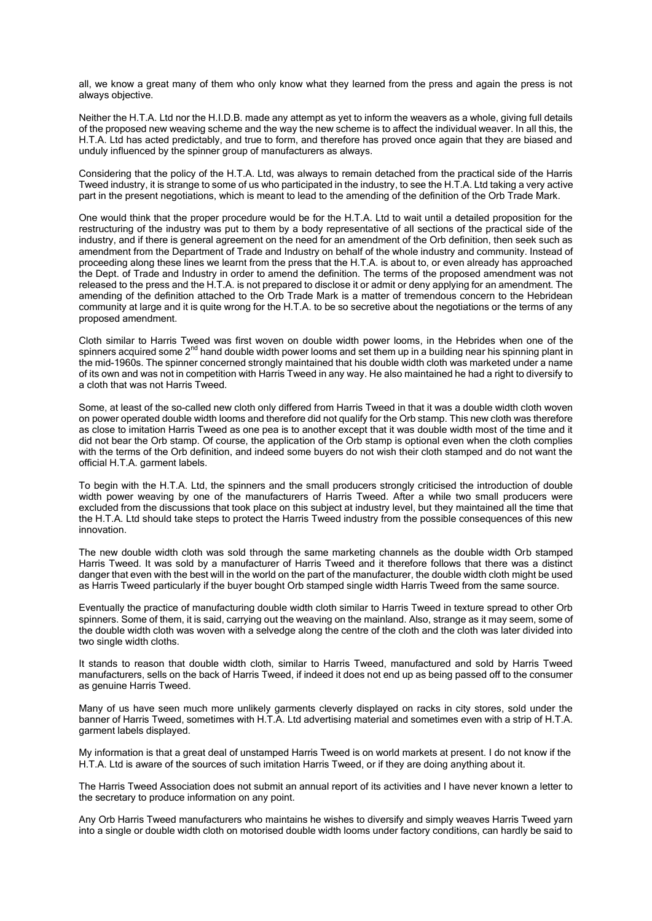all, we know a great many of them who only know what they learned from the press and again the press is not always objective.

Neither the H.T.A. Ltd nor the H.I.D.B. made any attempt as yet to inform the weavers as a whole, giving full details of the proposed new weaving scheme and the way the new scheme is to affect the individual weaver. In all this, the H.T.A. Ltd has acted predictably, and true to form, and therefore has proved once again that they are biased and unduly influenced by the spinner group of manufacturers as always.

Considering that the policy of the H.T.A. Ltd, was always to remain detached from the practical side of the Harris Tweed industry, it is strange to some of us who participated in the industry, to see the H.T.A. Ltd taking a very active part in the present negotiations, which is meant to lead to the amending of the definition of the Orb Trade Mark.

One would think that the proper procedure would be for the H.T.A. Ltd to wait until a detailed proposition for the restructuring of the industry was put to them by a body representative of all sections of the practical side of the industry, and if there is general agreement on the need for an amendment of the Orb definition, then seek such as amendment from the Department of Trade and Industry on behalf of the whole industry and community. Instead of proceeding along these lines we learnt from the press that the H.T.A. is about to, or even already has approached the Dept. of Trade and Industry in order to amend the definition. The terms of the proposed amendment was not released to the press and the H.T.A. is not prepared to disclose it or admit or deny applying for an amendment. The amending of the definition attached to the Orb Trade Mark is a matter of tremendous concern to the Hebridean community at large and it is quite wrong for the H.T.A. to be so secretive about the negotiations or the terms of any proposed amendment.

Cloth similar to Harris Tweed was first woven on double width power looms, in the Hebrides when one of the spinners acquired some 2nd hand double width power looms and set them up in a building near his spinning plant in the mid-1960s. The spinner concerned strongly maintained that his double width cloth was marketed under a name of its own and was not in competition with Harris Tweed in any way. He also maintained he had a right to diversify to a cloth that was not Harris Tweed.

Some, at least of the so-called new cloth only differed from Harris Tweed in that it was a double width cloth woven on power operated double width looms and therefore did not qualify for the Orb stamp. This new cloth was therefore as close to imitation Harris Tweed as one pea is to another except that it was double width most of the time and it did not bear the Orb stamp. Of course, the application of the Orb stamp is optional even when the cloth complies with the terms of the Orb definition, and indeed some buyers do not wish their cloth stamped and do not want the official H.T.A. garment labels.

To begin with the H.T.A. Ltd, the spinners and the small producers strongly criticised the introduction of double width power weaving by one of the manufacturers of Harris Tweed. After a while two small producers were excluded from the discussions that took place on this subject at industry level, but they maintained all the time that the H.T.A. Ltd should take steps to protect the Harris Tweed industry from the possible consequences of this new innovation.

The new double width cloth was sold through the same marketing channels as the double width Orb stamped Harris Tweed. It was sold by a manufacturer of Harris Tweed and it therefore follows that there was a distinct danger that even with the best will in the world on the part of the manufacturer, the double width cloth might be used as Harris Tweed particularly if the buyer bought Orb stamped single width Harris Tweed from the same source.

Eventually the practice of manufacturing double width cloth similar to Harris Tweed in texture spread to other Orb spinners. Some of them, it is said, carrying out the weaving on the mainland. Also, strange as it may seem, some of the double width cloth was woven with a selvedge along the centre of the cloth and the cloth was later divided into two single width cloths.

It stands to reason that double width cloth, similar to Harris Tweed, manufactured and sold by Harris Tweed manufacturers, sells on the back of Harris Tweed, if indeed it does not end up as being passed off to the consumer as genuine Harris Tweed.

Many of us have seen much more unlikely garments cleverly displayed on racks in city stores, sold under the banner of Harris Tweed, sometimes with H.T.A. Ltd advertising material and sometimes even with a strip of H.T.A. garment labels displayed.

My information is that a great deal of unstamped Harris Tweed is on world markets at present. I do not know if the H.T.A. Ltd is aware of the sources of such imitation Harris Tweed, or if they are doing anything about it.

The Harris Tweed Association does not submit an annual report of its activities and I have never known a letter to the secretary to produce information on any point.

Any Orb Harris Tweed manufacturers who maintains he wishes to diversify and simply weaves Harris Tweed yarn into a single or double width cloth on motorised double width looms under factory conditions, can hardly be said to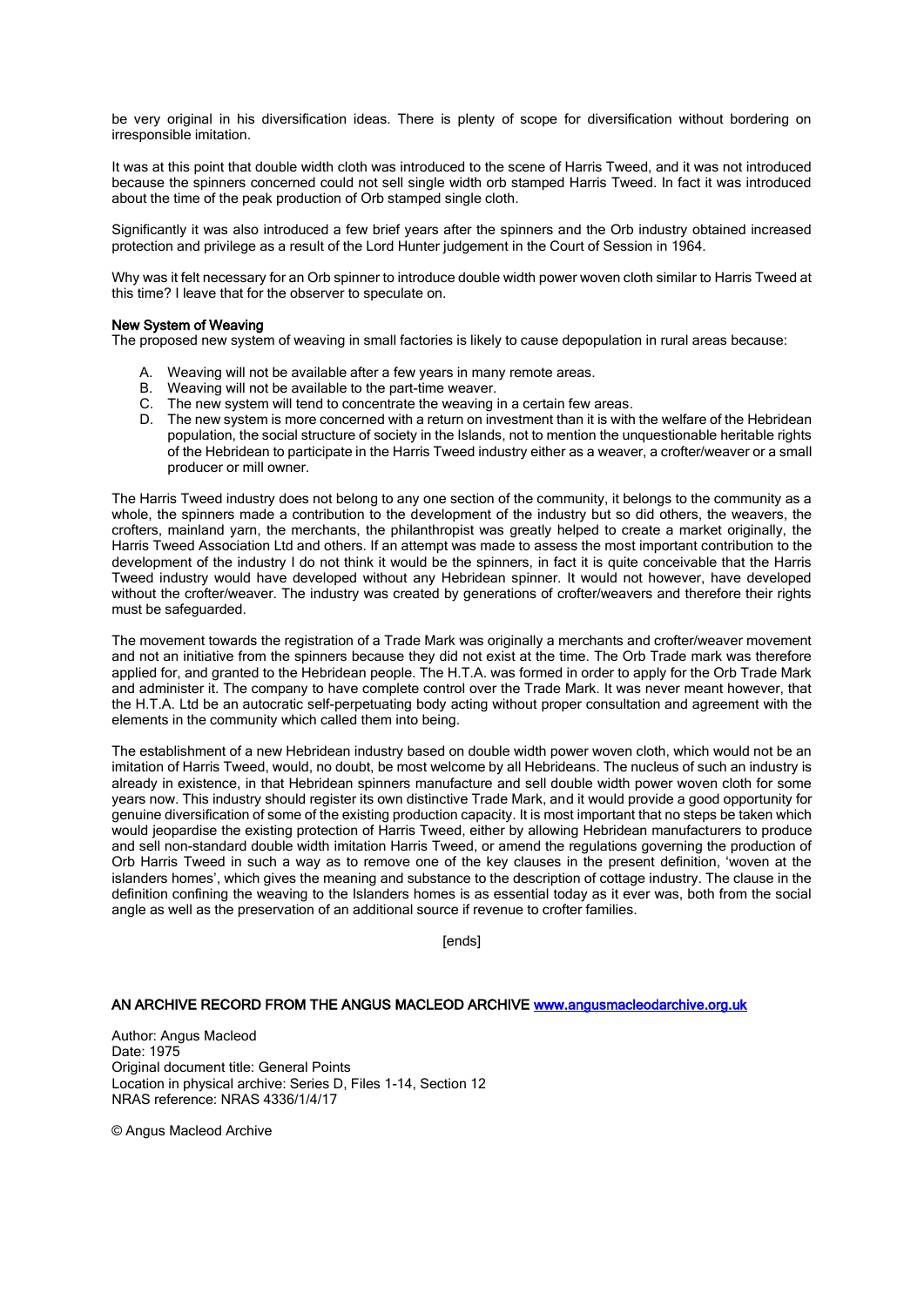be very original in his diversification ideas. There is plenty of scope for diversification without bordering on irresponsible imitation.

It was at this point that double width cloth was introduced to the scene of Harris Tweed, and it was not introduced because the spinners concerned could not sell single width orb stamped Harris Tweed. In fact it was introduced about the time of the peak production of Orb stamped single cloth.

Significantly it was also introduced a few brief years after the spinners and the Orb industry obtained increased protection and privilege as a result of the Lord Hunter judgement in the Court of Session in 1964.

Why was it felt necessary for an Orb spinner to introduce double width power woven cloth similar to Harris Tweed at this time? I leave that for the observer to speculate on.

**New System of Weaving**

The proposed new system of weaving in small factories is likely to cause depopulation in rural areas because:

A. Weaving will not be available after a few years in many remote areas.
B. Weaving will not be available to the part-time weaver.
C. The new system will tend to concentrate the weaving in a certain few areas.
D. The new system is more concerned with a return on investment than it is with the welfare of the Hebridean population, the social structure of society in the Islands, not to mention the unquestionable heritable rights of the Hebridean to participate in the Harris Tweed industry either as a weaver, a crofter/weaver or a small producer or mill owner.

The Harris Tweed industry does not belong to any one section of the community, it belongs to the community as a whole, the spinners made a contribution to the development of the industry but so did others, the weavers, the crofters, mainland yarn, the merchants, the philanthropist was greatly helped to create a market originally, the Harris Tweed Association Ltd and others. If an attempt was made to assess the most important contribution to the development of the industry I do not think it would be the spinners, in fact it is quite conceivable that the Harris Tweed industry would have developed without any Hebridean spinner. It would not however, have developed without the crofter/weaver. The industry was created by generations of crofter/weavers and therefore their rights must be safeguarded.

The movement towards the registration of a Trade Mark was originally a merchants and crofter/weaver movement and not an initiative from the spinners because they did not exist at the time. The Orb Trade mark was therefore applied for, and granted to the Hebridean people. The H.T.A. was formed in order to apply for the Orb Trade Mark and administer it. The company to have complete control over the Trade Mark. It was never meant however, that the H.T.A. Ltd be an autocratic self-perpetuating body acting without proper consultation and agreement with the elements in the community which called them into being.

The establishment of a new Hebridean industry based on double width power woven cloth, which would not be an imitation of Harris Tweed, would, no doubt, be most welcome by all Hebrideans. The nucleus of such an industry is already in existence, in that Hebridean spinners manufacture and sell double width power woven cloth for some years now. This industry should register its own distinctive Trade Mark, and it would provide a good opportunity for genuine diversification of some of the existing production capacity. It is most important that no steps be taken which would jeopardise the existing protection of Harris Tweed, either by allowing Hebridean manufacturers to produce and sell non-standard double width imitation Harris Tweed, or amend the regulations governing the production of Orb Harris Tweed in such a way as to remove one of the key clauses in the present definition, 'woven at the islanders homes', which gives the meaning and substance to the description of cottage industry. The clause in the definition confining the weaving to the Islanders homes is as essential today as it ever was, both from the social angle as well as the preservation of an additional source if revenue to crofter families.

[ends]

**AN ARCHIVE RECORD FROM THE ANGUS MACLEOD ARCHIVE [www.angusmacleodarchive.org.uk](http://www.angusmacleodarchive.org.uk)**

Author: Angus Macleod
Date: 1975
Original document title: General Points
Location in physical archive: Series D, Files 1-14, Section 12
NRAS reference: NRAS 4336/1/4/17

© Angus Macleod Archive